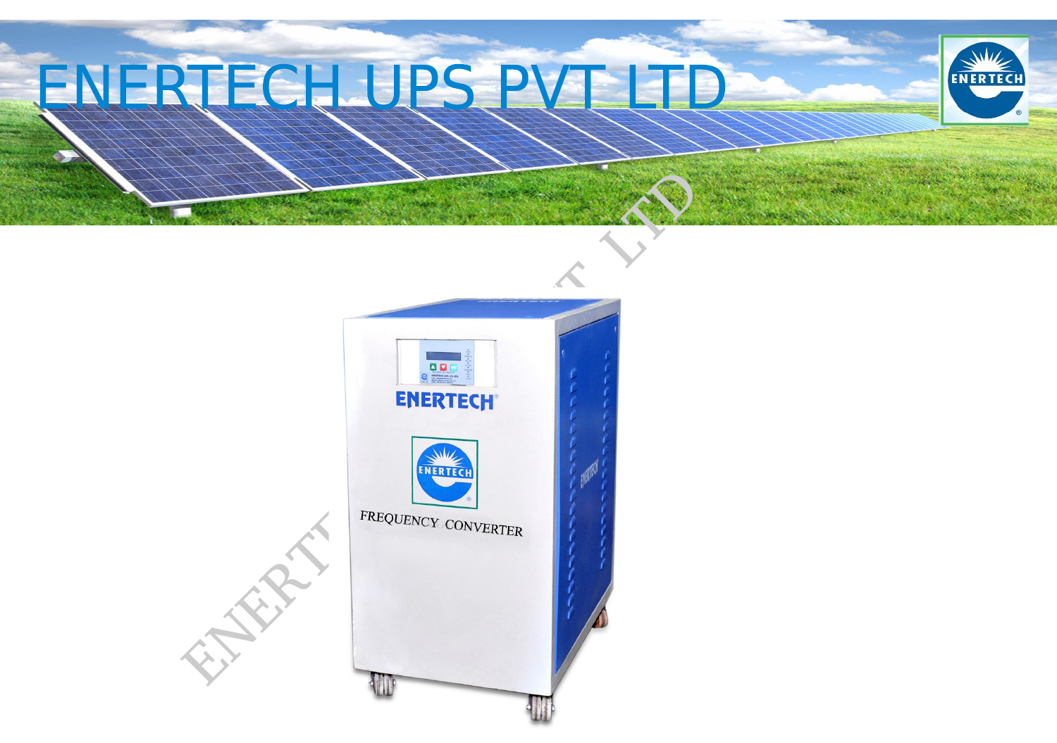# ENERTECH UPS PVT LTD

FREQUENCY CONVERTER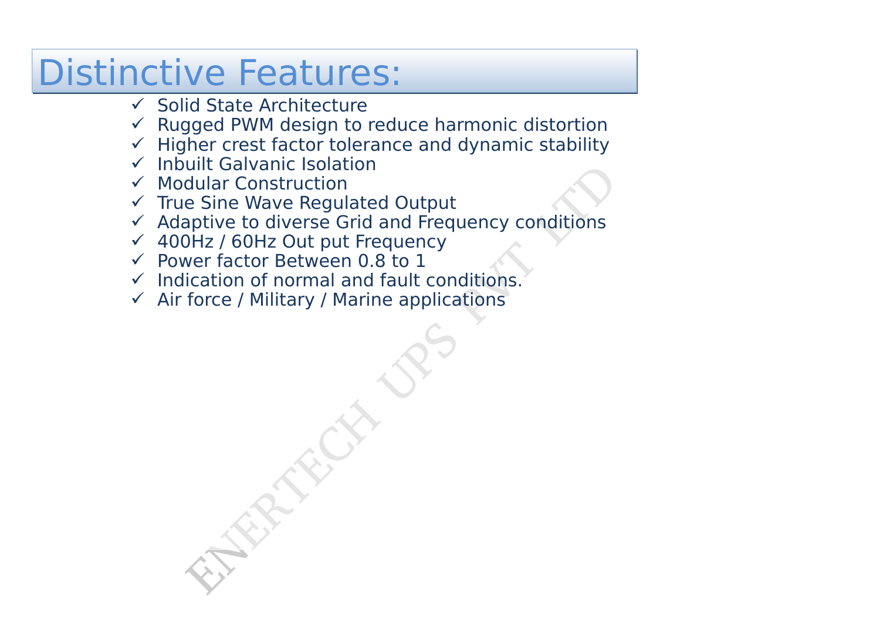# Distinctive Features:

- ✓ Solid State Architecture
- ✓ Rugged PWM design to reduce harmonic distortion
- ✓ Higher crest factor tolerance and dynamic stability
- ✓ Inbuilt Galvanic Isolation
- ✓ Modular Construction
- ✓ True Sine Wave Regulated Output
- ✓ Adaptive to diverse Grid and Frequency conditions
- ✓ 400Hz / 60Hz Out put Frequency
- ✓ Power factor Between 0.8 to 1
- ✓ Indication of normal and fault conditions.
- ✓ Air force / Military / Marine applications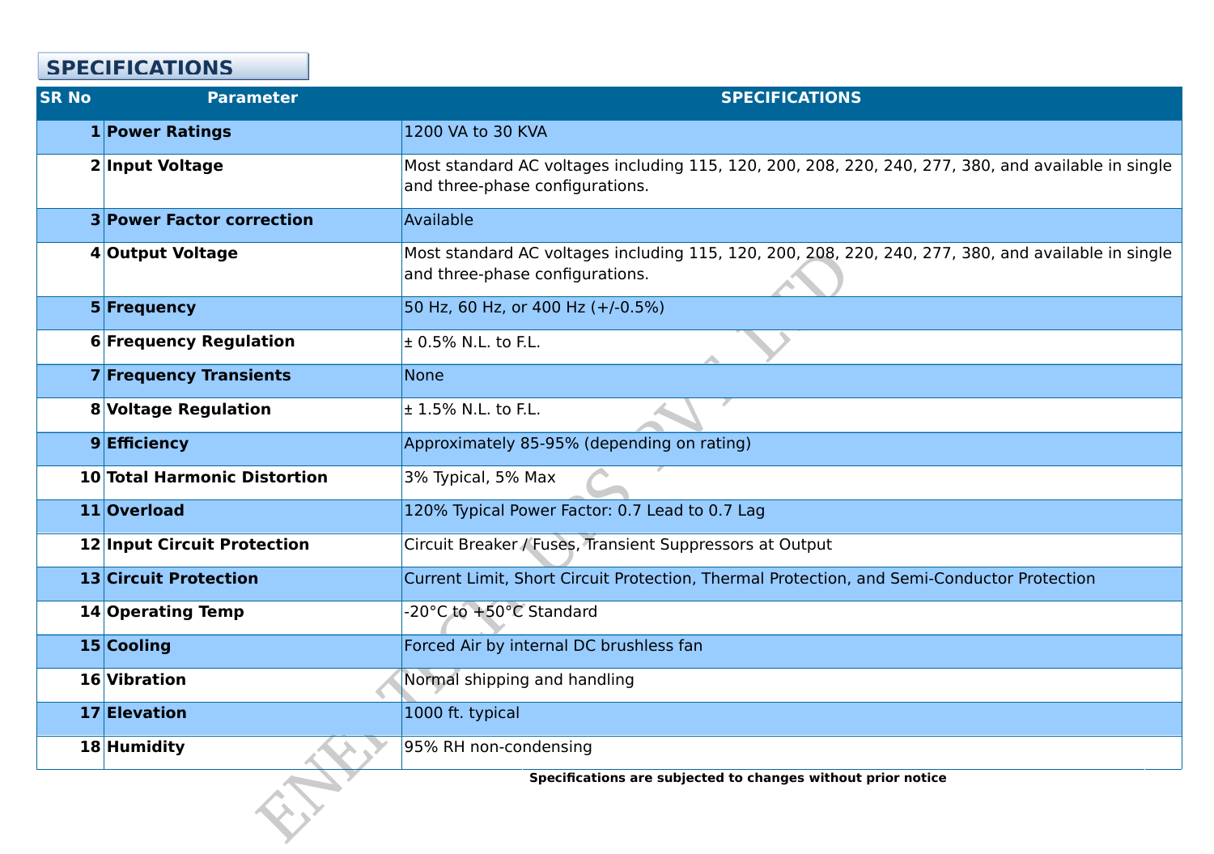## SPECIFICATIONS

| SR No | Parameter | SPECIFICATIONS |
|---|---|---|
| 1 | **Power Ratings** | 1200 VA to 30 KVA |
| 2 | **Input Voltage** | Most standard AC voltages including 115, 120, 200, 208, 220, 240, 277, 380, and available in single and three-phase configurations. |
| 3 | **Power Factor correction** | Available |
| 4 | **Output Voltage** | Most standard AC voltages including 115, 120, 200, 208, 220, 240, 277, 380, and available in single and three-phase configurations. |
| 5 | **Frequency** | 50 Hz, 60 Hz, or 400 Hz (+/-0.5%) |
| 6 | **Frequency Regulation** | ± 0.5% N.L. to F.L. |
| 7 | **Frequency Transients** | None |
| 8 | **Voltage Regulation** | ± 1.5% N.L. to F.L. |
| 9 | **Efficiency** | Approximately 85-95% (depending on rating) |
| 10 | **Total Harmonic Distortion** | 3% Typical, 5% Max |
| 11 | **Overload** | 120% Typical Power Factor: 0.7 Lead to 0.7 Lag |
| 12 | **Input Circuit Protection** | Circuit Breaker / Fuses, Transient Suppressors at Output |
| 13 | **Circuit Protection** | Current Limit, Short Circuit Protection, Thermal Protection, and Semi-Conductor Protection |
| 14 | **Operating Temp** | -20°C to +50°C Standard |
| 15 | **Cooling** | Forced Air by internal DC brushless fan |
| 16 | **Vibration** | Normal shipping and handling |
| 17 | **Elevation** | 1000 ft. typical |
| 18 | **Humidity** | 95% RH non-condensing |

**Specifications are subjected to changes without prior notice**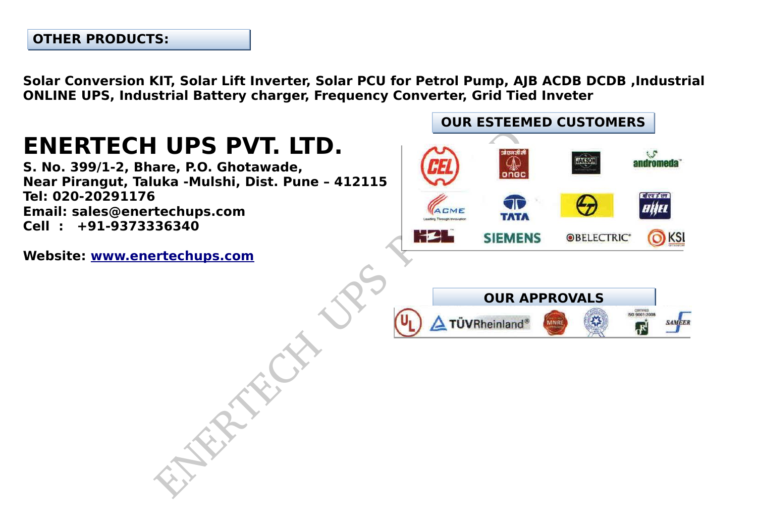**OTHER PRODUCTS:**

**Solar Conversion KIT, Solar Lift Inverter, Solar PCU for Petrol Pump, AJB ACDB DCDB ,Industrial ONLINE UPS, Industrial Battery charger, Frequency Converter, Grid Tied Inveter**

# ENERTECH UPS PVT. LTD.

**S. No. 399/1-2, Bhare, P.O. Ghotawade,**
**Near Pirangut, Taluka -Mulshi, Dist. Pune – 412115**
**Tel: 020-20291176**
**Email: sales@enertechups.com**
**Cell : +91-9373336340**

**Website: [www.enertechups.com](http://www.enertechups.com)**

**OUR ESTEEMED CUSTOMERS**

**OUR APPROVALS**